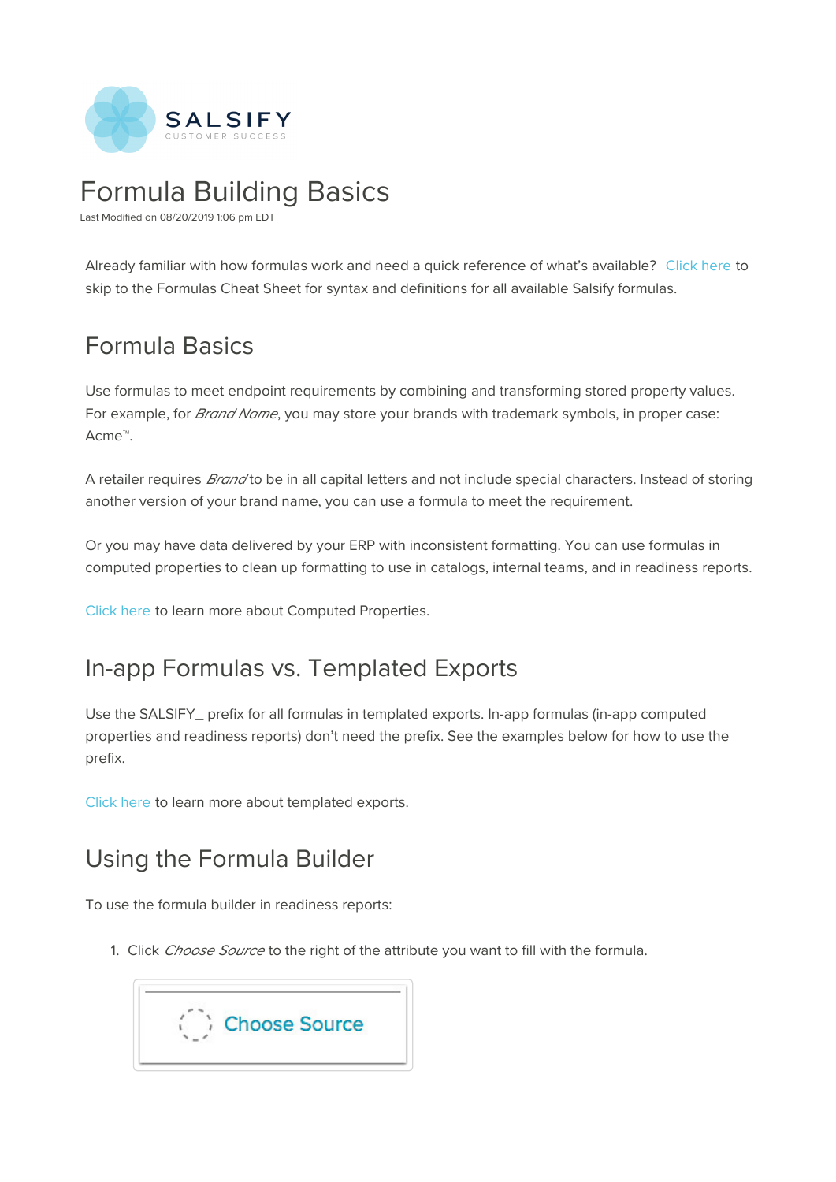# Formula Building Basics

Last Modified on 08/20/2019 1:06 pm EDT

Already familiar with how formulas work and need a quick reference of what's available? Click here to skip to the Formulas Cheat Sheet for syntax and definitions for all available Salsify formulas.

## Formula Basics

Use formulas to meet endpoint requirements by combining and transforming stored property values. For example, for *Brand Name*, you may store your brands with trademark symbols, in proper case: Acme™.

A retailer requires *Brand* to be in all capital letters and not include special characters. Instead of storing another version of your brand name, you can use a formula to meet the requirement.

Or you may have data delivered by your ERP with inconsistent formatting. You can use formulas in computed properties to clean up formatting to use in catalogs, internal teams, and in readiness reports.

Click here to learn more about Computed Properties.

## In-app Formulas vs. Templated Exports

Use the SALSIFY_ prefix for all formulas in templated exports. In-app formulas (in-app computed properties and readiness reports) don't need the prefix. See the examples below for how to use the prefix.

Click here to learn more about templated exports.

## Using the Formula Builder

To use the formula builder in readiness reports:

1. Click *Choose Source* to the right of the attribute you want to fill with the formula.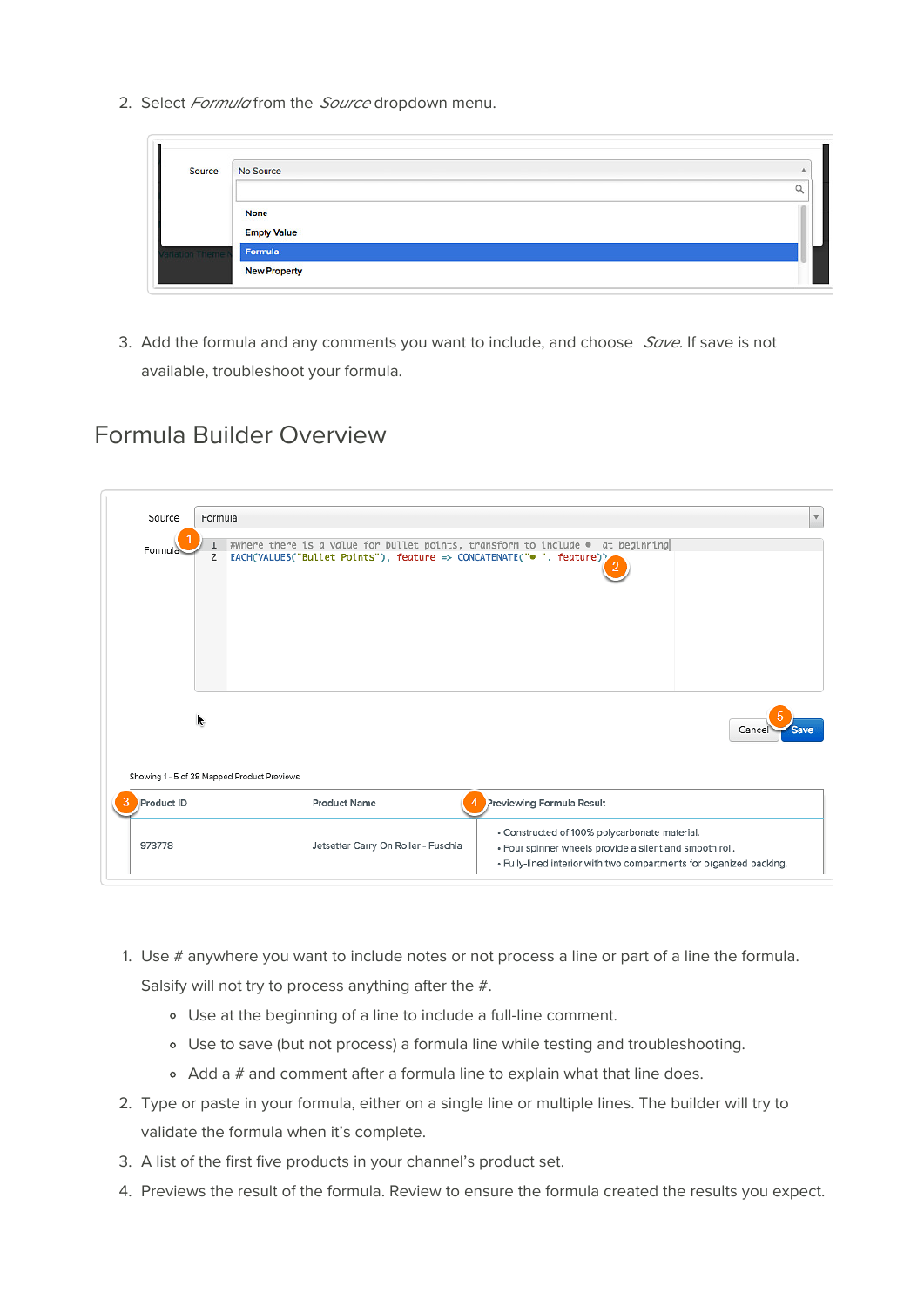2. Select *Formula* from the *Source* dropdown menu.

3. Add the formula and any comments you want to include, and choose *Save*. If save is not available, troubleshoot your formula.

## Formula Builder Overview

1. Use # anywhere you want to include notes or not process a line or part of a line the formula. Salsify will not try to process anything after the #.
   - Use at the beginning of a line to include a full-line comment.
   - Use to save (but not process) a formula line while testing and troubleshooting.
   - Add a # and comment after a formula line to explain what that line does.
2. Type or paste in your formula, either on a single line or multiple lines. The builder will try to validate the formula when it's complete.
3. A list of the first five products in your channel's product set.
4. Previews the result of the formula. Review to ensure the formula created the results you expect.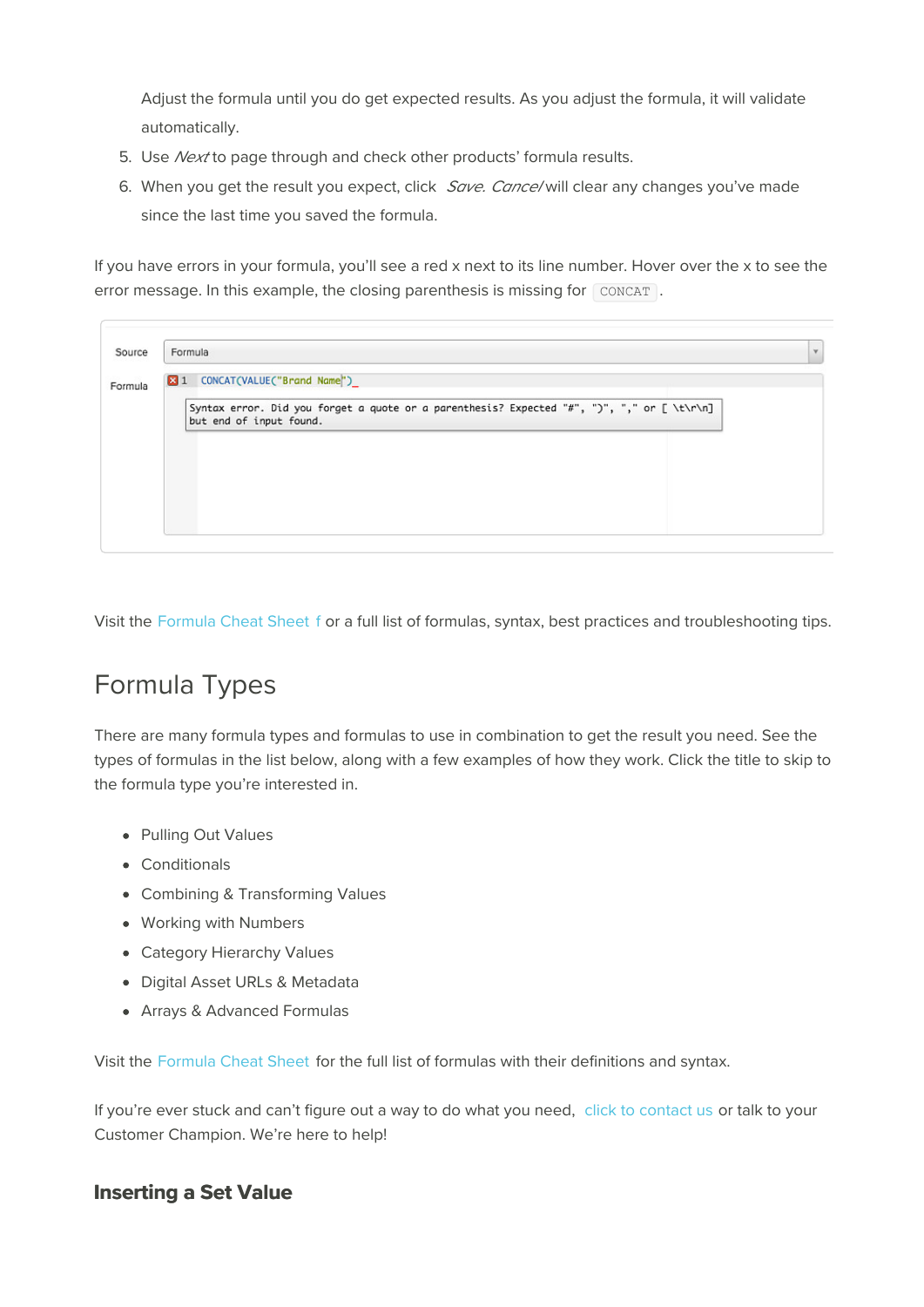Adjust the formula until you do get expected results. As you adjust the formula, it will validate automatically.

5. Use *Next* to page through and check other products' formula results.
6. When you get the result you expect, click *Save*. *Cancel* will clear any changes you've made since the last time you saved the formula.

If you have errors in your formula, you'll see a red x next to its line number. Hover over the x to see the error message. In this example, the closing parenthesis is missing for `CONCAT`.

Source: Formula

Formula:

```
1 CONCAT(VALUE("Brand Name")
```

```
Syntax error. Did you forget a quote or a parenthesis? Expected "#", ")", "," or [ \t\r\n]
but end of input found.
```

Visit the Formula Cheat Sheet f or a full list of formulas, syntax, best practices and troubleshooting tips.

## Formula Types

There are many formula types and formulas to use in combination to get the result you need. See the types of formulas in the list below, along with a few examples of how they work. Click the title to skip to the formula type you're interested in.

- Pulling Out Values
- Conditionals
- Combining & Transforming Values
- Working with Numbers
- Category Hierarchy Values
- Digital Asset URLs & Metadata
- Arrays & Advanced Formulas

Visit the Formula Cheat Sheet for the full list of formulas with their definitions and syntax.

If you're ever stuck and can't figure out a way to do what you need, click to contact us or talk to your Customer Champion. We're here to help!

### Inserting a Set Value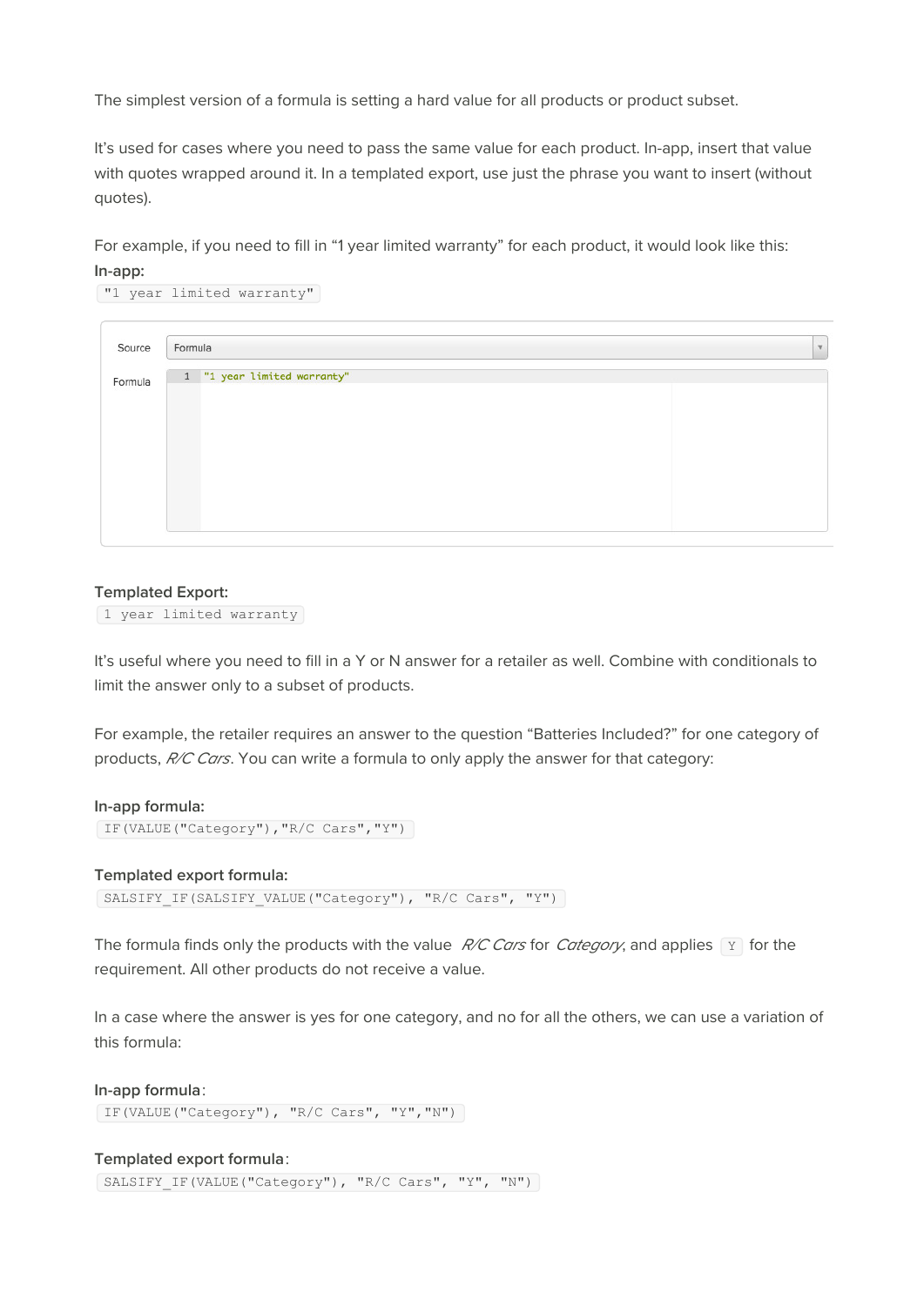The simplest version of a formula is setting a hard value for all products or product subset.

It's used for cases where you need to pass the same value for each product. In-app, insert that value with quotes wrapped around it. In a templated export, use just the phrase you want to insert (without quotes).

For example, if you need to fill in "1 year limited warranty" for each product, it would look like this:

**In-app:**

```
"1 year limited warranty"
```

Source: Formula

Formula:

```
1 "1 year limited warranty"
```

**Templated Export:**

```
1 year limited warranty
```

It's useful where you need to fill in a Y or N answer for a retailer as well. Combine with conditionals to limit the answer only to a subset of products.

For example, the retailer requires an answer to the question "Batteries Included?" for one category of products, *R/C Cars*. You can write a formula to only apply the answer for that category:

**In-app formula:**

```
IF(VALUE("Category"),"R/C Cars","Y")
```

**Templated export formula:**

```
SALSIFY_IF(SALSIFY_VALUE("Category"), "R/C Cars", "Y")
```

The formula finds only the products with the value *R/C Cars* for *Category*, and applies `Y` for the requirement. All other products do not receive a value.

In a case where the answer is yes for one category, and no for all the others, we can use a variation of this formula:

**In-app formula**:

```
IF(VALUE("Category"), "R/C Cars", "Y","N")
```

**Templated export formula**:

```
SALSIFY_IF(VALUE("Category"), "R/C Cars", "Y", "N")
```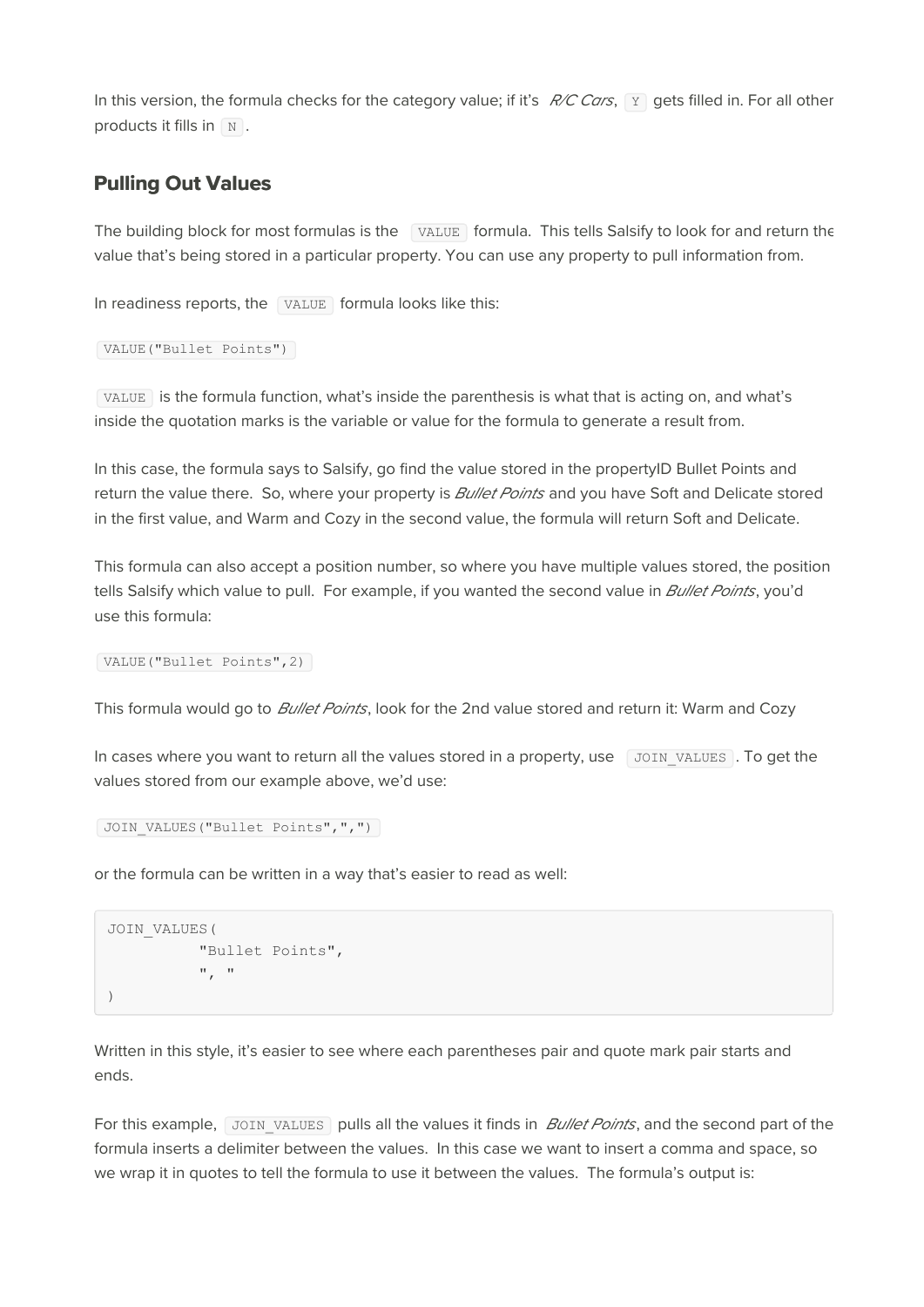In this version, the formula checks for the category value; if it's *R/C Cars*, `Y` gets filled in. For all other products it fills in `N`.

## Pulling Out Values

The building block for most formulas is the `VALUE` formula. This tells Salsify to look for and return the value that's being stored in a particular property. You can use any property to pull information from.

In readiness reports, the `VALUE` formula looks like this:

`VALUE("Bullet Points")`

`VALUE` is the formula function, what's inside the parenthesis is what that is acting on, and what's inside the quotation marks is the variable or value for the formula to generate a result from.

In this case, the formula says to Salsify, go find the value stored in the propertyID Bullet Points and return the value there. So, where your property is *Bullet Points* and you have Soft and Delicate stored in the first value, and Warm and Cozy in the second value, the formula will return Soft and Delicate.

This formula can also accept a position number, so where you have multiple values stored, the position tells Salsify which value to pull. For example, if you wanted the second value in *Bullet Points*, you'd use this formula:

`VALUE("Bullet Points",2)`

This formula would go to *Bullet Points*, look for the 2nd value stored and return it: Warm and Cozy

In cases where you want to return all the values stored in a property, use `JOIN_VALUES`. To get the values stored from our example above, we'd use:

`JOIN_VALUES("Bullet Points",",")`

or the formula can be written in a way that's easier to read as well:

```
JOIN_VALUES(
          "Bullet Points",
          ", "
)
```

Written in this style, it's easier to see where each parentheses pair and quote mark pair starts and ends.

For this example, `JOIN_VALUES` pulls all the values it finds in *Bullet Points*, and the second part of the formula inserts a delimiter between the values. In this case we want to insert a comma and space, so we wrap it in quotes to tell the formula to use it between the values. The formula's output is: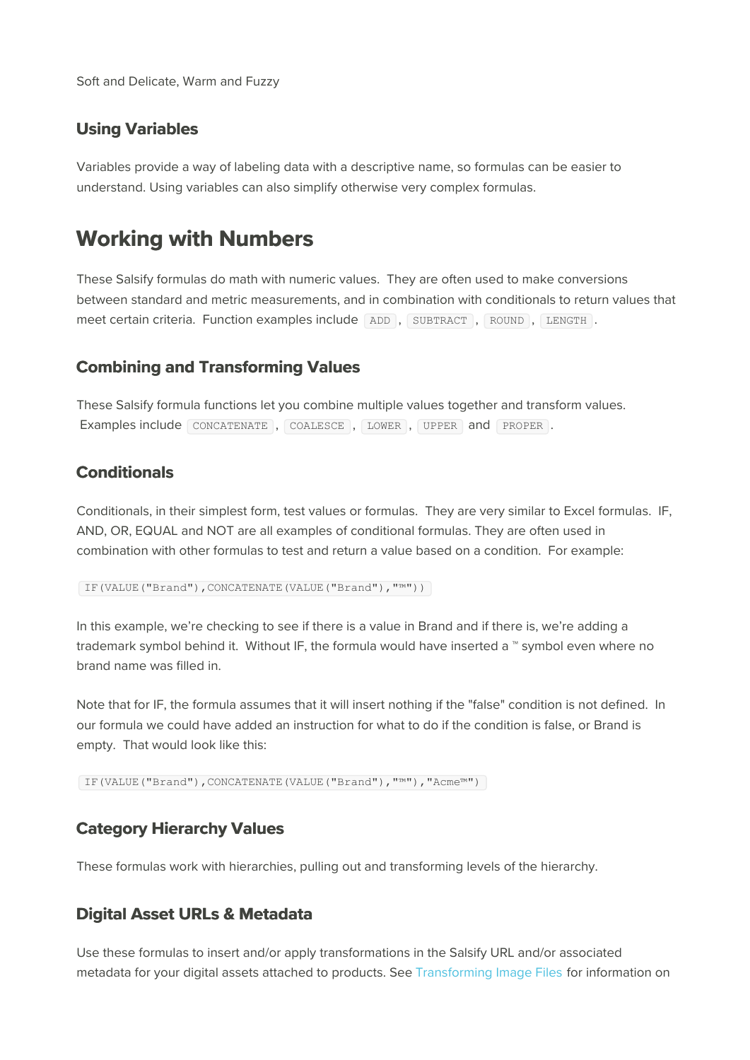Soft and Delicate, Warm and Fuzzy

### Using Variables

Variables provide a way of labeling data with a descriptive name, so formulas can be easier to understand. Using variables can also simplify otherwise very complex formulas.

## Working with Numbers

These Salsify formulas do math with numeric values. They are often used to make conversions between standard and metric measurements, and in combination with conditionals to return values that meet certain criteria. Function examples include `ADD`, `SUBTRACT`, `ROUND`, `LENGTH`.

### Combining and Transforming Values

These Salsify formula functions let you combine multiple values together and transform values. Examples include `CONCATENATE`, `COALESCE`, `LOWER`, `UPPER` and `PROPER`.

### Conditionals

Conditionals, in their simplest form, test values or formulas. They are very similar to Excel formulas. IF, AND, OR, EQUAL and NOT are all examples of conditional formulas. They are often used in combination with other formulas to test and return a value based on a condition. For example:

```
IF(VALUE("Brand"),CONCATENATE(VALUE("Brand"),"™"))
```

In this example, we're checking to see if there is a value in Brand and if there is, we're adding a trademark symbol behind it. Without IF, the formula would have inserted a ™ symbol even where no brand name was filled in.

Note that for IF, the formula assumes that it will insert nothing if the "false" condition is not defined. In our formula we could have added an instruction for what to do if the condition is false, or Brand is empty. That would look like this:

```
IF(VALUE("Brand"),CONCATENATE(VALUE("Brand"),"™"),"Acme™")
```

### Category Hierarchy Values

These formulas work with hierarchies, pulling out and transforming levels of the hierarchy.

### Digital Asset URLs & Metadata

Use these formulas to insert and/or apply transformations in the Salsify URL and/or associated metadata for your digital assets attached to products. See Transforming Image Files for information on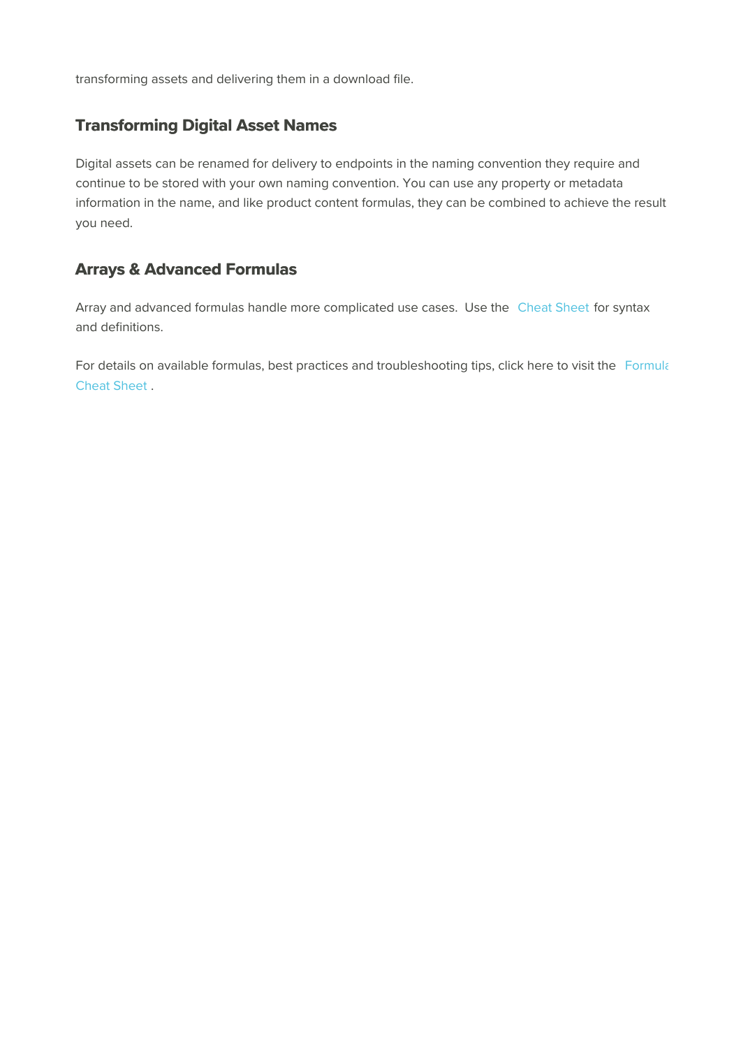transforming assets and delivering them in a download file.

## Transforming Digital Asset Names

Digital assets can be renamed for delivery to endpoints in the naming convention they require and continue to be stored with your own naming convention. You can use any property or metadata information in the name, and like product content formulas, they can be combined to achieve the result you need.

## Arrays & Advanced Formulas

Array and advanced formulas handle more complicated use cases. Use the Cheat Sheet for syntax and definitions.

For details on available formulas, best practices and troubleshooting tips, click here to visit the Formula Cheat Sheet .